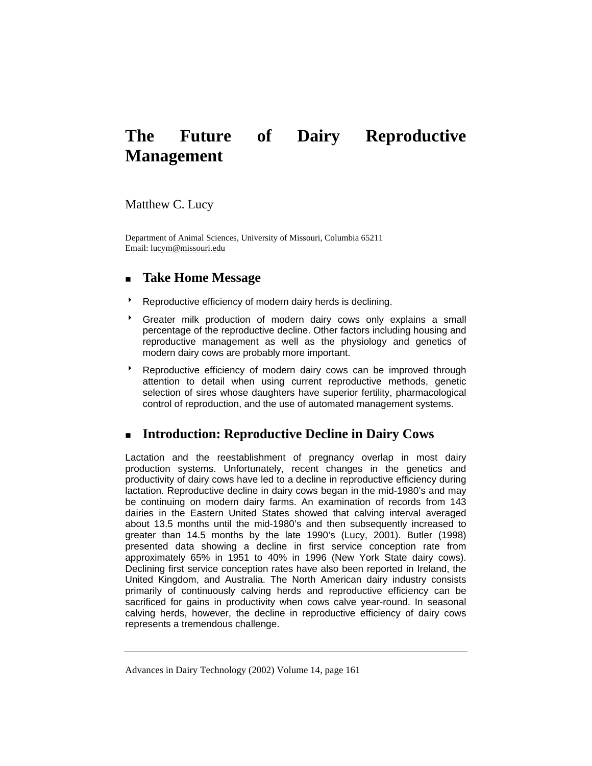# The Future of Dairy Reproductive Management

Matthew C. Lucy

Department of Animal Sciences, University of Missouri, Columbia 65211
Email: lucym@missouri.edu

## Take Home Message

- Reproductive efficiency of modern dairy herds is declining.
- Greater milk production of modern dairy cows only explains a small percentage of the reproductive decline. Other factors including housing and reproductive management as well as the physiology and genetics of modern dairy cows are probably more important.
- Reproductive efficiency of modern dairy cows can be improved through attention to detail when using current reproductive methods, genetic selection of sires whose daughters have superior fertility, pharmacological control of reproduction, and the use of automated management systems.

## Introduction: Reproductive Decline in Dairy Cows

Lactation and the reestablishment of pregnancy overlap in most dairy production systems. Unfortunately, recent changes in the genetics and productivity of dairy cows have led to a decline in reproductive efficiency during lactation. Reproductive decline in dairy cows began in the mid-1980's and may be continuing on modern dairy farms. An examination of records from 143 dairies in the Eastern United States showed that calving interval averaged about 13.5 months until the mid-1980's and then subsequently increased to greater than 14.5 months by the late 1990's (Lucy, 2001). Butler (1998) presented data showing a decline in first service conception rate from approximately 65% in 1951 to 40% in 1996 (New York State dairy cows). Declining first service conception rates have also been reported in Ireland, the United Kingdom, and Australia. The North American dairy industry consists primarily of continuously calving herds and reproductive efficiency can be sacrificed for gains in productivity when cows calve year-round. In seasonal calving herds, however, the decline in reproductive efficiency of dairy cows represents a tremendous challenge.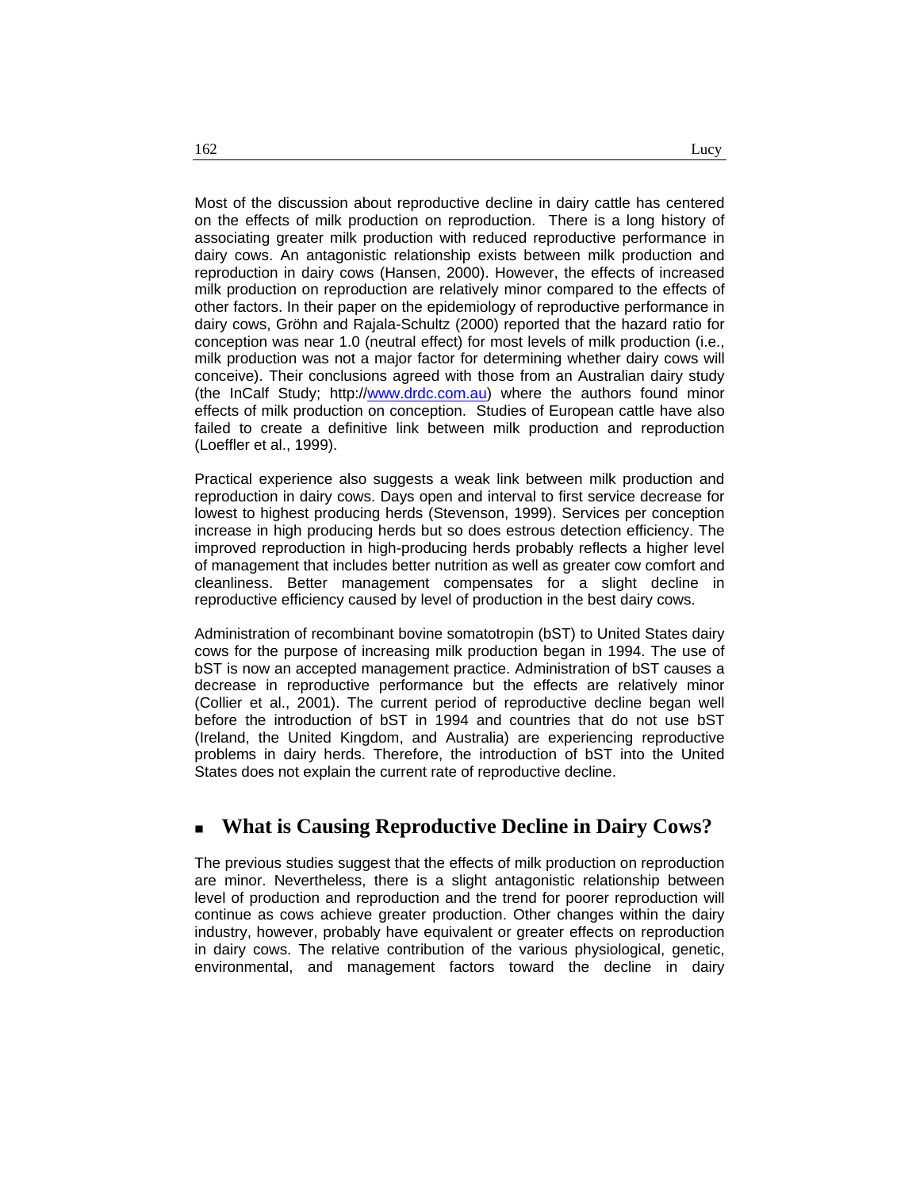Most of the discussion about reproductive decline in dairy cattle has centered on the effects of milk production on reproduction. There is a long history of associating greater milk production with reduced reproductive performance in dairy cows. An antagonistic relationship exists between milk production and reproduction in dairy cows (Hansen, 2000). However, the effects of increased milk production on reproduction are relatively minor compared to the effects of other factors. In their paper on the epidemiology of reproductive performance in dairy cows, Gröhn and Rajala-Schultz (2000) reported that the hazard ratio for conception was near 1.0 (neutral effect) for most levels of milk production (i.e., milk production was not a major factor for determining whether dairy cows will conceive). Their conclusions agreed with those from an Australian dairy study (the InCalf Study; http://www.drdc.com.au) where the authors found minor effects of milk production on conception. Studies of European cattle have also failed to create a definitive link between milk production and reproduction (Loeffler et al., 1999).

Practical experience also suggests a weak link between milk production and reproduction in dairy cows. Days open and interval to first service decrease for lowest to highest producing herds (Stevenson, 1999). Services per conception increase in high producing herds but so does estrous detection efficiency. The improved reproduction in high-producing herds probably reflects a higher level of management that includes better nutrition as well as greater cow comfort and cleanliness. Better management compensates for a slight decline in reproductive efficiency caused by level of production in the best dairy cows.

Administration of recombinant bovine somatotropin (bST) to United States dairy cows for the purpose of increasing milk production began in 1994. The use of bST is now an accepted management practice. Administration of bST causes a decrease in reproductive performance but the effects are relatively minor (Collier et al., 2001). The current period of reproductive decline began well before the introduction of bST in 1994 and countries that do not use bST (Ireland, the United Kingdom, and Australia) are experiencing reproductive problems in dairy herds. Therefore, the introduction of bST into the United States does not explain the current rate of reproductive decline.

## What is Causing Reproductive Decline in Dairy Cows?

The previous studies suggest that the effects of milk production on reproduction are minor. Nevertheless, there is a slight antagonistic relationship between level of production and reproduction and the trend for poorer reproduction will continue as cows achieve greater production. Other changes within the dairy industry, however, probably have equivalent or greater effects on reproduction in dairy cows. The relative contribution of the various physiological, genetic, environmental, and management factors toward the decline in dairy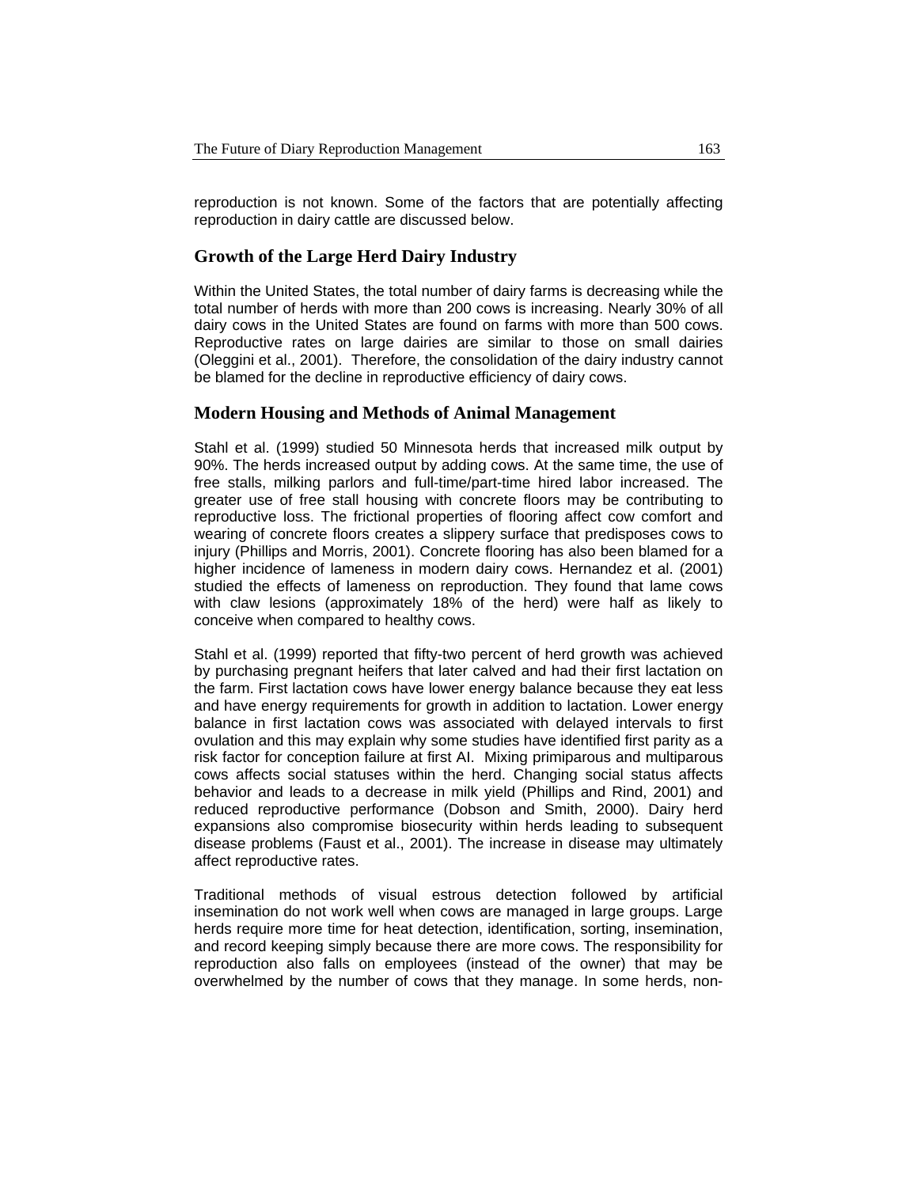reproduction is not known. Some of the factors that are potentially affecting reproduction in dairy cattle are discussed below.

## Growth of the Large Herd Dairy Industry

Within the United States, the total number of dairy farms is decreasing while the total number of herds with more than 200 cows is increasing. Nearly 30% of all dairy cows in the United States are found on farms with more than 500 cows. Reproductive rates on large dairies are similar to those on small dairies (Oleggini et al., 2001). Therefore, the consolidation of the dairy industry cannot be blamed for the decline in reproductive efficiency of dairy cows.

## Modern Housing and Methods of Animal Management

Stahl et al. (1999) studied 50 Minnesota herds that increased milk output by 90%. The herds increased output by adding cows. At the same time, the use of free stalls, milking parlors and full-time/part-time hired labor increased. The greater use of free stall housing with concrete floors may be contributing to reproductive loss. The frictional properties of flooring affect cow comfort and wearing of concrete floors creates a slippery surface that predisposes cows to injury (Phillips and Morris, 2001). Concrete flooring has also been blamed for a higher incidence of lameness in modern dairy cows. Hernandez et al. (2001) studied the effects of lameness on reproduction. They found that lame cows with claw lesions (approximately 18% of the herd) were half as likely to conceive when compared to healthy cows.

Stahl et al. (1999) reported that fifty-two percent of herd growth was achieved by purchasing pregnant heifers that later calved and had their first lactation on the farm. First lactation cows have lower energy balance because they eat less and have energy requirements for growth in addition to lactation. Lower energy balance in first lactation cows was associated with delayed intervals to first ovulation and this may explain why some studies have identified first parity as a risk factor for conception failure at first AI. Mixing primiparous and multiparous cows affects social statuses within the herd. Changing social status affects behavior and leads to a decrease in milk yield (Phillips and Rind, 2001) and reduced reproductive performance (Dobson and Smith, 2000). Dairy herd expansions also compromise biosecurity within herds leading to subsequent disease problems (Faust et al., 2001). The increase in disease may ultimately affect reproductive rates.

Traditional methods of visual estrous detection followed by artificial insemination do not work well when cows are managed in large groups. Large herds require more time for heat detection, identification, sorting, insemination, and record keeping simply because there are more cows. The responsibility for reproduction also falls on employees (instead of the owner) that may be overwhelmed by the number of cows that they manage. In some herds, non-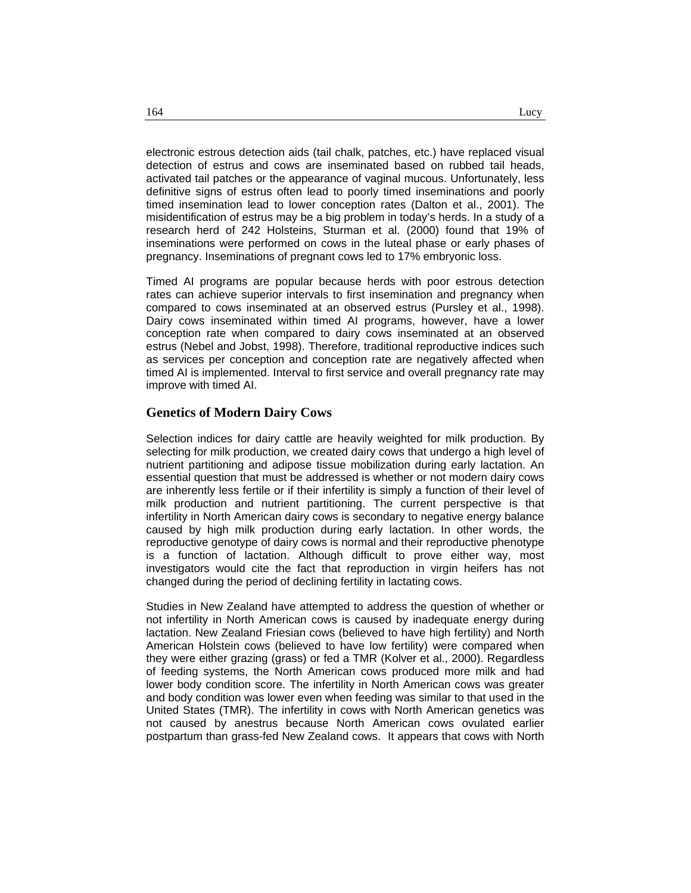electronic estrous detection aids (tail chalk, patches, etc.) have replaced visual detection of estrus and cows are inseminated based on rubbed tail heads, activated tail patches or the appearance of vaginal mucous. Unfortunately, less definitive signs of estrus often lead to poorly timed inseminations and poorly timed insemination lead to lower conception rates (Dalton et al., 2001). The misidentification of estrus may be a big problem in today's herds. In a study of a research herd of 242 Holsteins, Sturman et al. (2000) found that 19% of inseminations were performed on cows in the luteal phase or early phases of pregnancy. Inseminations of pregnant cows led to 17% embryonic loss.

Timed AI programs are popular because herds with poor estrous detection rates can achieve superior intervals to first insemination and pregnancy when compared to cows inseminated at an observed estrus (Pursley et al., 1998). Dairy cows inseminated within timed AI programs, however, have a lower conception rate when compared to dairy cows inseminated at an observed estrus (Nebel and Jobst, 1998). Therefore, traditional reproductive indices such as services per conception and conception rate are negatively affected when timed AI is implemented. Interval to first service and overall pregnancy rate may improve with timed AI.

## Genetics of Modern Dairy Cows

Selection indices for dairy cattle are heavily weighted for milk production. By selecting for milk production, we created dairy cows that undergo a high level of nutrient partitioning and adipose tissue mobilization during early lactation. An essential question that must be addressed is whether or not modern dairy cows are inherently less fertile or if their infertility is simply a function of their level of milk production and nutrient partitioning. The current perspective is that infertility in North American dairy cows is secondary to negative energy balance caused by high milk production during early lactation. In other words, the reproductive genotype of dairy cows is normal and their reproductive phenotype is a function of lactation. Although difficult to prove either way, most investigators would cite the fact that reproduction in virgin heifers has not changed during the period of declining fertility in lactating cows.

Studies in New Zealand have attempted to address the question of whether or not infertility in North American cows is caused by inadequate energy during lactation. New Zealand Friesian cows (believed to have high fertility) and North American Holstein cows (believed to have low fertility) were compared when they were either grazing (grass) or fed a TMR (Kolver et al., 2000). Regardless of feeding systems, the North American cows produced more milk and had lower body condition score. The infertility in North American cows was greater and body condition was lower even when feeding was similar to that used in the United States (TMR). The infertility in cows with North American genetics was not caused by anestrus because North American cows ovulated earlier postpartum than grass-fed New Zealand cows. It appears that cows with North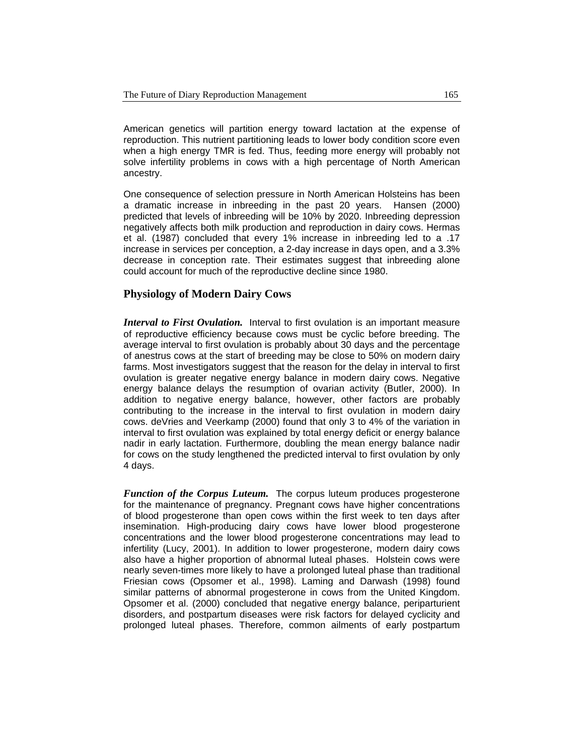American genetics will partition energy toward lactation at the expense of reproduction. This nutrient partitioning leads to lower body condition score even when a high energy TMR is fed. Thus, feeding more energy will probably not solve infertility problems in cows with a high percentage of North American ancestry.

One consequence of selection pressure in North American Holsteins has been a dramatic increase in inbreeding in the past 20 years. Hansen (2000) predicted that levels of inbreeding will be 10% by 2020. Inbreeding depression negatively affects both milk production and reproduction in dairy cows. Hermas et al. (1987) concluded that every 1% increase in inbreeding led to a .17 increase in services per conception, a 2-day increase in days open, and a 3.3% decrease in conception rate. Their estimates suggest that inbreeding alone could account for much of the reproductive decline since 1980.

## Physiology of Modern Dairy Cows

***Interval to First Ovulation.*** Interval to first ovulation is an important measure of reproductive efficiency because cows must be cyclic before breeding. The average interval to first ovulation is probably about 30 days and the percentage of anestrus cows at the start of breeding may be close to 50% on modern dairy farms. Most investigators suggest that the reason for the delay in interval to first ovulation is greater negative energy balance in modern dairy cows. Negative energy balance delays the resumption of ovarian activity (Butler, 2000). In addition to negative energy balance, however, other factors are probably contributing to the increase in the interval to first ovulation in modern dairy cows. deVries and Veerkamp (2000) found that only 3 to 4% of the variation in interval to first ovulation was explained by total energy deficit or energy balance nadir in early lactation. Furthermore, doubling the mean energy balance nadir for cows on the study lengthened the predicted interval to first ovulation by only 4 days.

***Function of the Corpus Luteum.*** The corpus luteum produces progesterone for the maintenance of pregnancy. Pregnant cows have higher concentrations of blood progesterone than open cows within the first week to ten days after insemination. High-producing dairy cows have lower blood progesterone concentrations and the lower blood progesterone concentrations may lead to infertility (Lucy, 2001). In addition to lower progesterone, modern dairy cows also have a higher proportion of abnormal luteal phases. Holstein cows were nearly seven-times more likely to have a prolonged luteal phase than traditional Friesian cows (Opsomer et al., 1998). Laming and Darwash (1998) found similar patterns of abnormal progesterone in cows from the United Kingdom. Opsomer et al. (2000) concluded that negative energy balance, periparturient disorders, and postpartum diseases were risk factors for delayed cyclicity and prolonged luteal phases. Therefore, common ailments of early postpartum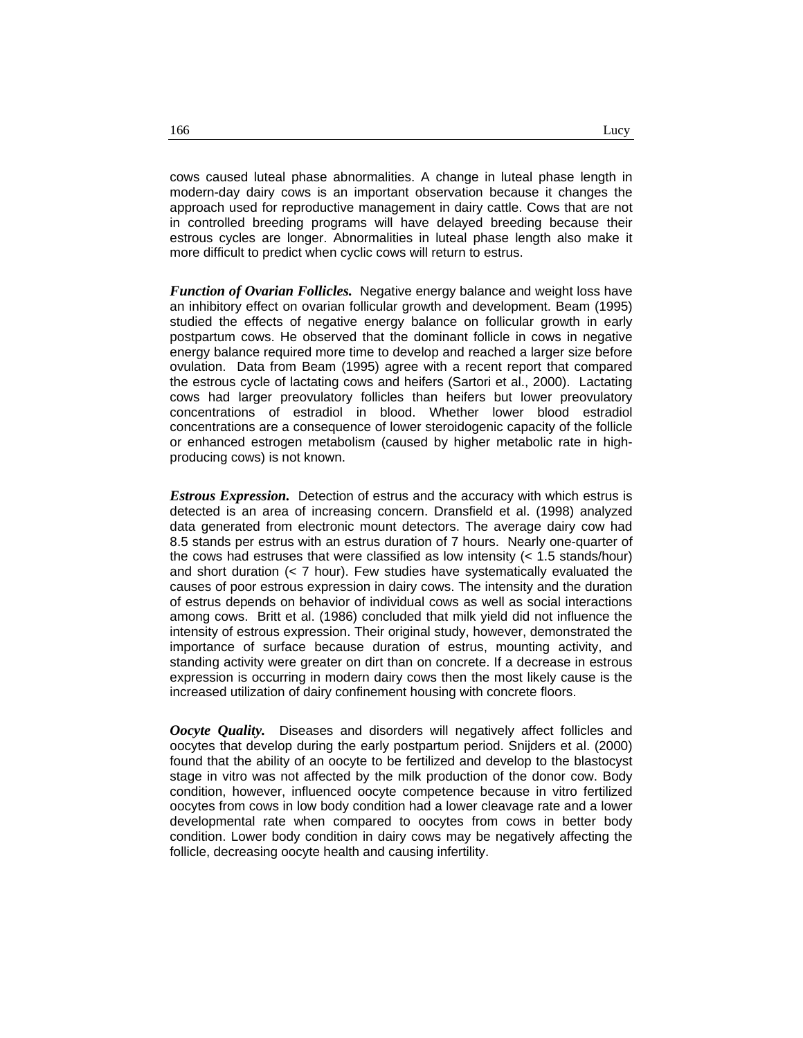cows caused luteal phase abnormalities. A change in luteal phase length in modern-day dairy cows is an important observation because it changes the approach used for reproductive management in dairy cattle. Cows that are not in controlled breeding programs will have delayed breeding because their estrous cycles are longer. Abnormalities in luteal phase length also make it more difficult to predict when cyclic cows will return to estrus.

***Function of Ovarian Follicles.*** Negative energy balance and weight loss have an inhibitory effect on ovarian follicular growth and development. Beam (1995) studied the effects of negative energy balance on follicular growth in early postpartum cows. He observed that the dominant follicle in cows in negative energy balance required more time to develop and reached a larger size before ovulation. Data from Beam (1995) agree with a recent report that compared the estrous cycle of lactating cows and heifers (Sartori et al., 2000). Lactating cows had larger preovulatory follicles than heifers but lower preovulatory concentrations of estradiol in blood. Whether lower blood estradiol concentrations are a consequence of lower steroidogenic capacity of the follicle or enhanced estrogen metabolism (caused by higher metabolic rate in high-producing cows) is not known.

***Estrous Expression.*** Detection of estrus and the accuracy with which estrus is detected is an area of increasing concern. Dransfield et al. (1998) analyzed data generated from electronic mount detectors. The average dairy cow had 8.5 stands per estrus with an estrus duration of 7 hours. Nearly one-quarter of the cows had estruses that were classified as low intensity (< 1.5 stands/hour) and short duration (< 7 hour). Few studies have systematically evaluated the causes of poor estrous expression in dairy cows. The intensity and the duration of estrus depends on behavior of individual cows as well as social interactions among cows. Britt et al. (1986) concluded that milk yield did not influence the intensity of estrous expression. Their original study, however, demonstrated the importance of surface because duration of estrus, mounting activity, and standing activity were greater on dirt than on concrete. If a decrease in estrous expression is occurring in modern dairy cows then the most likely cause is the increased utilization of dairy confinement housing with concrete floors.

***Oocyte Quality.*** Diseases and disorders will negatively affect follicles and oocytes that develop during the early postpartum period. Snijders et al. (2000) found that the ability of an oocyte to be fertilized and develop to the blastocyst stage in vitro was not affected by the milk production of the donor cow. Body condition, however, influenced oocyte competence because in vitro fertilized oocytes from cows in low body condition had a lower cleavage rate and a lower developmental rate when compared to oocytes from cows in better body condition. Lower body condition in dairy cows may be negatively affecting the follicle, decreasing oocyte health and causing infertility.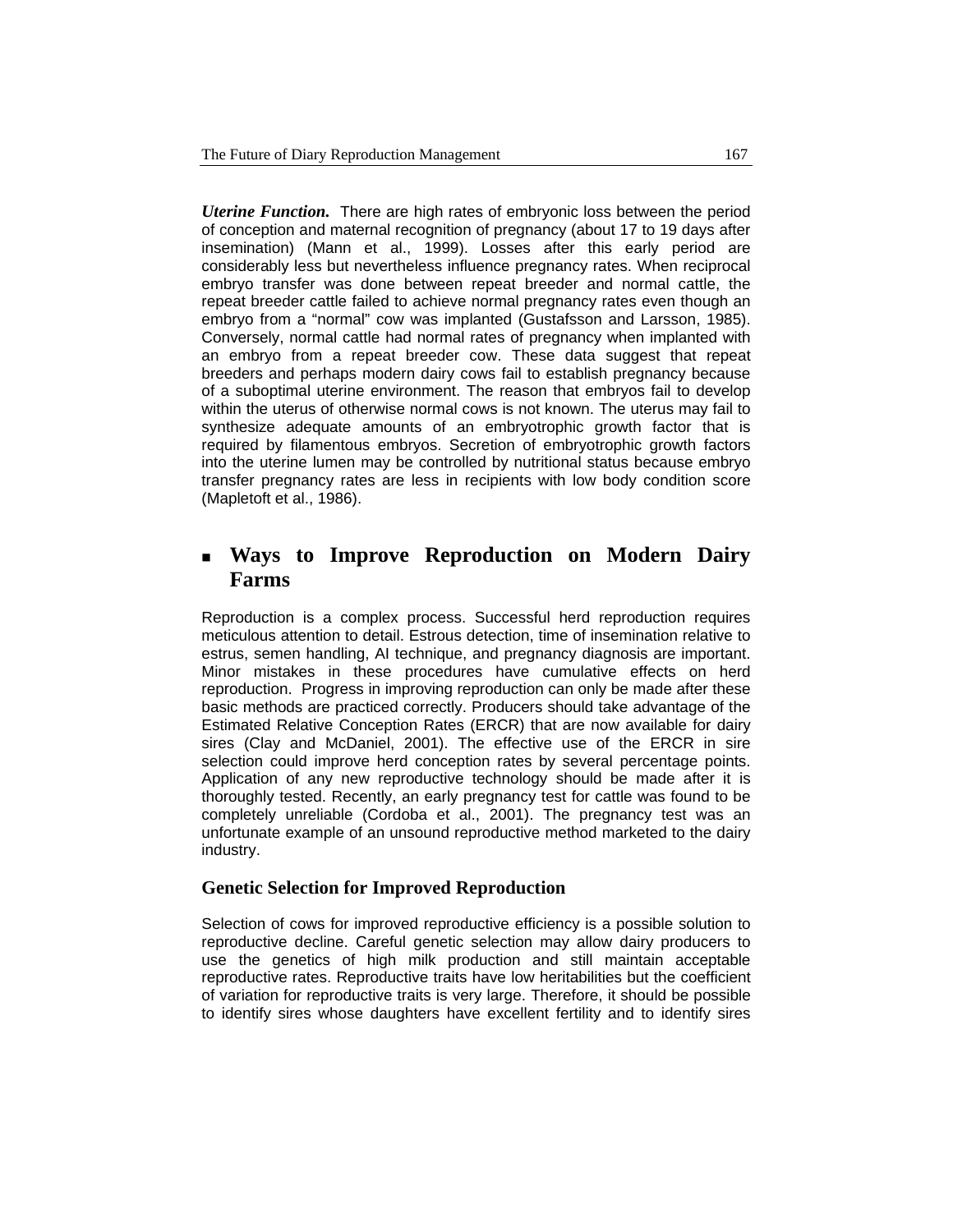***Uterine Function.*** There are high rates of embryonic loss between the period of conception and maternal recognition of pregnancy (about 17 to 19 days after insemination) (Mann et al., 1999). Losses after this early period are considerably less but nevertheless influence pregnancy rates. When reciprocal embryo transfer was done between repeat breeder and normal cattle, the repeat breeder cattle failed to achieve normal pregnancy rates even though an embryo from a "normal" cow was implanted (Gustafsson and Larsson, 1985). Conversely, normal cattle had normal rates of pregnancy when implanted with an embryo from a repeat breeder cow. These data suggest that repeat breeders and perhaps modern dairy cows fail to establish pregnancy because of a suboptimal uterine environment. The reason that embryos fail to develop within the uterus of otherwise normal cows is not known. The uterus may fail to synthesize adequate amounts of an embryotrophic growth factor that is required by filamentous embryos. Secretion of embryotrophic growth factors into the uterine lumen may be controlled by nutritional status because embryo transfer pregnancy rates are less in recipients with low body condition score (Mapletoft et al., 1986).

## Ways to Improve Reproduction on Modern Dairy Farms

Reproduction is a complex process. Successful herd reproduction requires meticulous attention to detail. Estrous detection, time of insemination relative to estrus, semen handling, AI technique, and pregnancy diagnosis are important. Minor mistakes in these procedures have cumulative effects on herd reproduction. Progress in improving reproduction can only be made after these basic methods are practiced correctly. Producers should take advantage of the Estimated Relative Conception Rates (ERCR) that are now available for dairy sires (Clay and McDaniel, 2001). The effective use of the ERCR in sire selection could improve herd conception rates by several percentage points. Application of any new reproductive technology should be made after it is thoroughly tested. Recently, an early pregnancy test for cattle was found to be completely unreliable (Cordoba et al., 2001). The pregnancy test was an unfortunate example of an unsound reproductive method marketed to the dairy industry.

### Genetic Selection for Improved Reproduction

Selection of cows for improved reproductive efficiency is a possible solution to reproductive decline. Careful genetic selection may allow dairy producers to use the genetics of high milk production and still maintain acceptable reproductive rates. Reproductive traits have low heritabilities but the coefficient of variation for reproductive traits is very large. Therefore, it should be possible to identify sires whose daughters have excellent fertility and to identify sires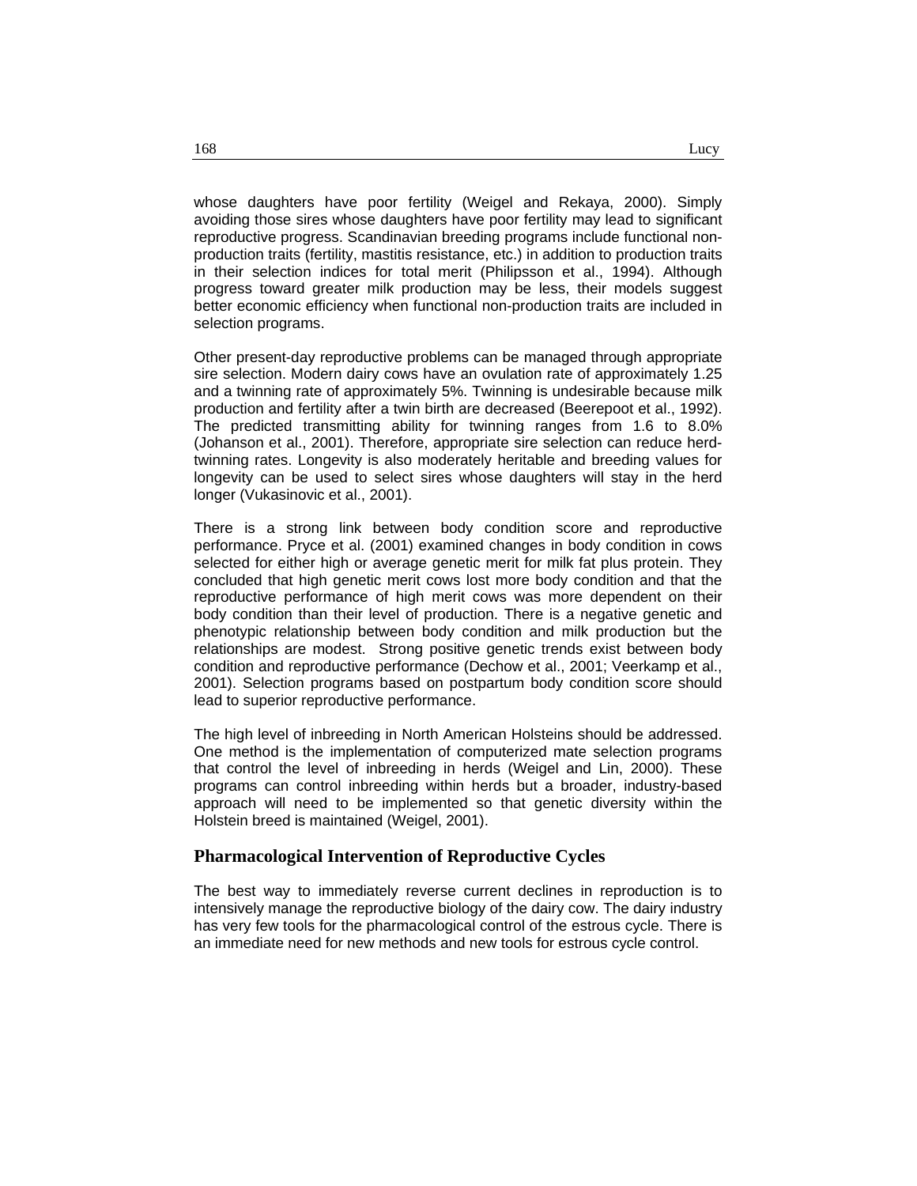whose daughters have poor fertility (Weigel and Rekaya, 2000). Simply avoiding those sires whose daughters have poor fertility may lead to significant reproductive progress. Scandinavian breeding programs include functional non-production traits (fertility, mastitis resistance, etc.) in addition to production traits in their selection indices for total merit (Philipsson et al., 1994). Although progress toward greater milk production may be less, their models suggest better economic efficiency when functional non-production traits are included in selection programs.

Other present-day reproductive problems can be managed through appropriate sire selection. Modern dairy cows have an ovulation rate of approximately 1.25 and a twinning rate of approximately 5%. Twinning is undesirable because milk production and fertility after a twin birth are decreased (Beerepoot et al., 1992). The predicted transmitting ability for twinning ranges from 1.6 to 8.0% (Johanson et al., 2001). Therefore, appropriate sire selection can reduce herd-twinning rates. Longevity is also moderately heritable and breeding values for longevity can be used to select sires whose daughters will stay in the herd longer (Vukasinovic et al., 2001).

There is a strong link between body condition score and reproductive performance. Pryce et al. (2001) examined changes in body condition in cows selected for either high or average genetic merit for milk fat plus protein. They concluded that high genetic merit cows lost more body condition and that the reproductive performance of high merit cows was more dependent on their body condition than their level of production. There is a negative genetic and phenotypic relationship between body condition and milk production but the relationships are modest. Strong positive genetic trends exist between body condition and reproductive performance (Dechow et al., 2001; Veerkamp et al., 2001). Selection programs based on postpartum body condition score should lead to superior reproductive performance.

The high level of inbreeding in North American Holsteins should be addressed. One method is the implementation of computerized mate selection programs that control the level of inbreeding in herds (Weigel and Lin, 2000). These programs can control inbreeding within herds but a broader, industry-based approach will need to be implemented so that genetic diversity within the Holstein breed is maintained (Weigel, 2001).

## Pharmacological Intervention of Reproductive Cycles

The best way to immediately reverse current declines in reproduction is to intensively manage the reproductive biology of the dairy cow. The dairy industry has very few tools for the pharmacological control of the estrous cycle. There is an immediate need for new methods and new tools for estrous cycle control.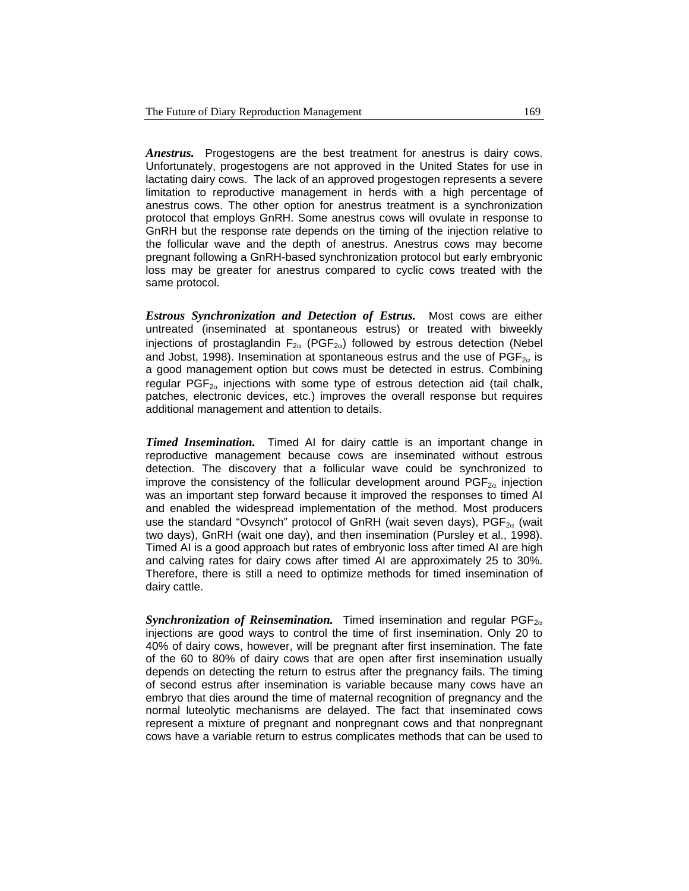***Anestrus.*** Progestogens are the best treatment for anestrus is dairy cows. Unfortunately, progestogens are not approved in the United States for use in lactating dairy cows. The lack of an approved progestogen represents a severe limitation to reproductive management in herds with a high percentage of anestrus cows. The other option for anestrus treatment is a synchronization protocol that employs GnRH. Some anestrus cows will ovulate in response to GnRH but the response rate depends on the timing of the injection relative to the follicular wave and the depth of anestrus. Anestrus cows may become pregnant following a GnRH-based synchronization protocol but early embryonic loss may be greater for anestrus compared to cyclic cows treated with the same protocol.

***Estrous Synchronization and Detection of Estrus.*** Most cows are either untreated (inseminated at spontaneous estrus) or treated with biweekly injections of prostaglandin $F_{2\alpha}$ ($PGF_{2\alpha}$) followed by estrous detection (Nebel and Jobst, 1998). Insemination at spontaneous estrus and the use of $PGF_{2\alpha}$ is a good management option but cows must be detected in estrus. Combining regular $PGF_{2\alpha}$ injections with some type of estrous detection aid (tail chalk, patches, electronic devices, etc.) improves the overall response but requires additional management and attention to details.

***Timed Insemination.*** Timed AI for dairy cattle is an important change in reproductive management because cows are inseminated without estrous detection. The discovery that a follicular wave could be synchronized to improve the consistency of the follicular development around $PGF_{2\alpha}$ injection was an important step forward because it improved the responses to timed AI and enabled the widespread implementation of the method. Most producers use the standard "Ovsynch" protocol of GnRH (wait seven days), $PGF_{2\alpha}$ (wait two days), GnRH (wait one day), and then insemination (Pursley et al., 1998). Timed AI is a good approach but rates of embryonic loss after timed AI are high and calving rates for dairy cows after timed AI are approximately 25 to 30%. Therefore, there is still a need to optimize methods for timed insemination of dairy cattle.

***Synchronization of Reinsemination.*** Timed insemination and regular $PGF_{2\alpha}$ injections are good ways to control the time of first insemination. Only 20 to 40% of dairy cows, however, will be pregnant after first insemination. The fate of the 60 to 80% of dairy cows that are open after first insemination usually depends on detecting the return to estrus after the pregnancy fails. The timing of second estrus after insemination is variable because many cows have an embryo that dies around the time of maternal recognition of pregnancy and the normal luteolytic mechanisms are delayed. The fact that inseminated cows represent a mixture of pregnant and nonpregnant cows and that nonpregnant cows have a variable return to estrus complicates methods that can be used to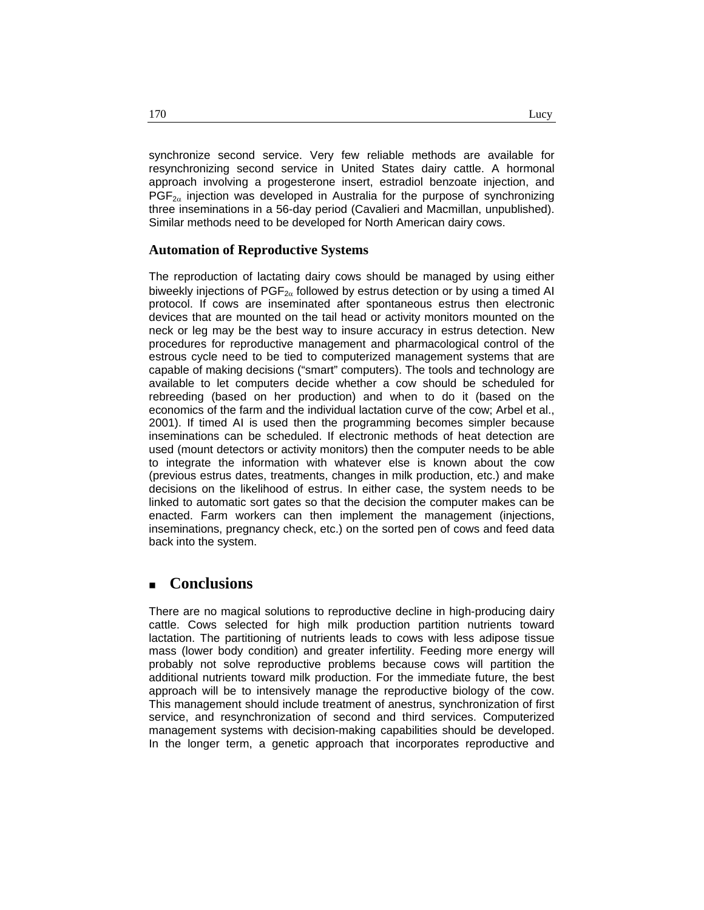synchronize second service. Very few reliable methods are available for resynchronizing second service in United States dairy cattle. A hormonal approach involving a progesterone insert, estradiol benzoate injection, and $PGF_{2\alpha}$ injection was developed in Australia for the purpose of synchronizing three inseminations in a 56-day period (Cavalieri and Macmillan, unpublished). Similar methods need to be developed for North American dairy cows.

### Automation of Reproductive Systems

The reproduction of lactating dairy cows should be managed by using either biweekly injections of $PGF_{2\alpha}$ followed by estrus detection or by using a timed AI protocol. If cows are inseminated after spontaneous estrus then electronic devices that are mounted on the tail head or activity monitors mounted on the neck or leg may be the best way to insure accuracy in estrus detection. New procedures for reproductive management and pharmacological control of the estrous cycle need to be tied to computerized management systems that are capable of making decisions ("smart" computers). The tools and technology are available to let computers decide whether a cow should be scheduled for rebreeding (based on her production) and when to do it (based on the economics of the farm and the individual lactation curve of the cow; Arbel et al., 2001). If timed AI is used then the programming becomes simpler because inseminations can be scheduled. If electronic methods of heat detection are used (mount detectors or activity monitors) then the computer needs to be able to integrate the information with whatever else is known about the cow (previous estrus dates, treatments, changes in milk production, etc.) and make decisions on the likelihood of estrus. In either case, the system needs to be linked to automatic sort gates so that the decision the computer makes can be enacted. Farm workers can then implement the management (injections, inseminations, pregnancy check, etc.) on the sorted pen of cows and feed data back into the system.

## Conclusions

There are no magical solutions to reproductive decline in high-producing dairy cattle. Cows selected for high milk production partition nutrients toward lactation. The partitioning of nutrients leads to cows with less adipose tissue mass (lower body condition) and greater infertility. Feeding more energy will probably not solve reproductive problems because cows will partition the additional nutrients toward milk production. For the immediate future, the best approach will be to intensively manage the reproductive biology of the cow. This management should include treatment of anestrus, synchronization of first service, and resynchronization of second and third services. Computerized management systems with decision-making capabilities should be developed. In the longer term, a genetic approach that incorporates reproductive and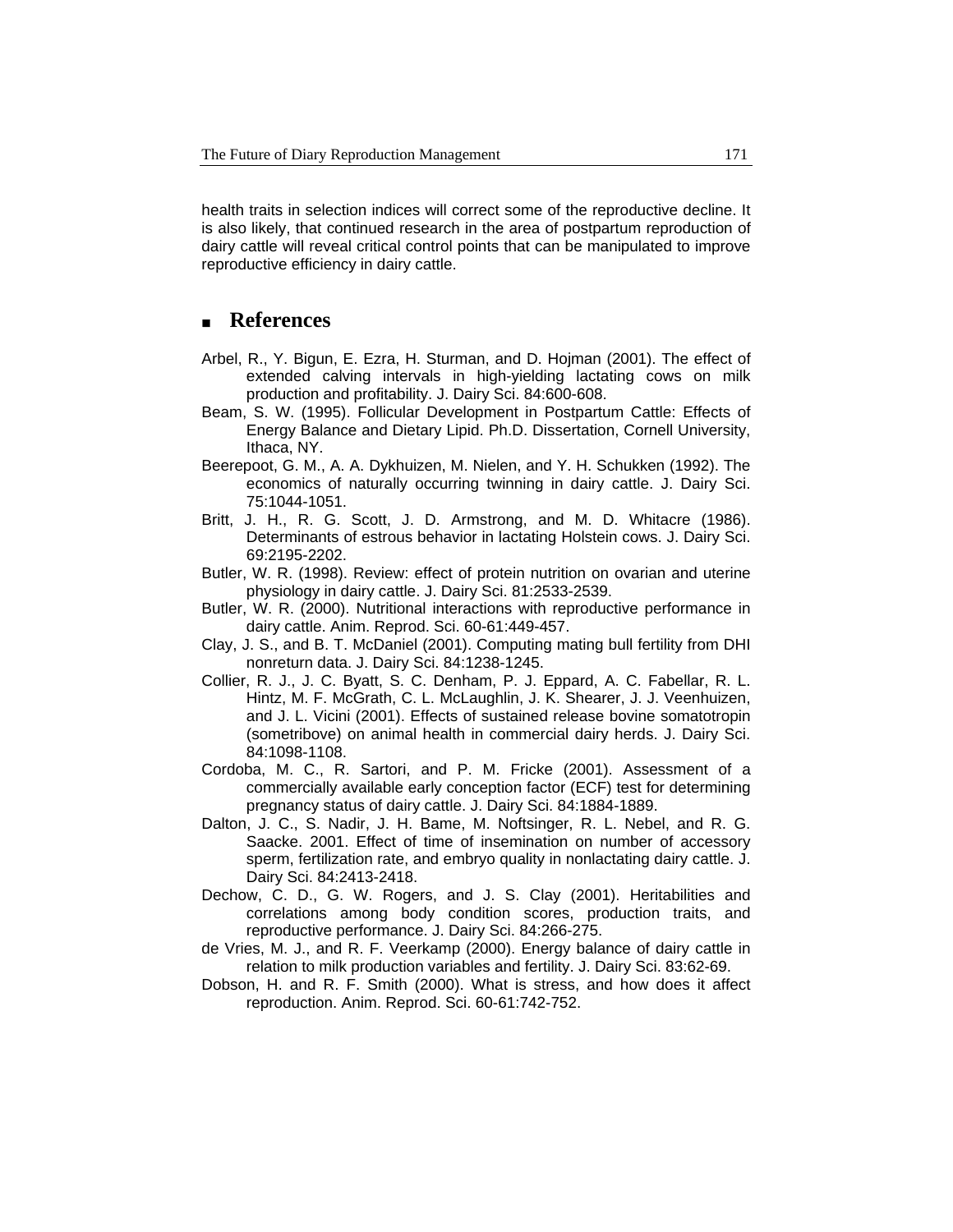health traits in selection indices will correct some of the reproductive decline. It is also likely, that continued research in the area of postpartum reproduction of dairy cattle will reveal critical control points that can be manipulated to improve reproductive efficiency in dairy cattle.

## References

Arbel, R., Y. Bigun, E. Ezra, H. Sturman, and D. Hojman (2001). The effect of extended calving intervals in high-yielding lactating cows on milk production and profitability. J. Dairy Sci. 84:600-608.

Beam, S. W. (1995). Follicular Development in Postpartum Cattle: Effects of Energy Balance and Dietary Lipid. Ph.D. Dissertation, Cornell University, Ithaca, NY.

Beerepoot, G. M., A. A. Dykhuizen, M. Nielen, and Y. H. Schukken (1992). The economics of naturally occurring twinning in dairy cattle. J. Dairy Sci. 75:1044-1051.

Britt, J. H., R. G. Scott, J. D. Armstrong, and M. D. Whitacre (1986). Determinants of estrous behavior in lactating Holstein cows. J. Dairy Sci. 69:2195-2202.

Butler, W. R. (1998). Review: effect of protein nutrition on ovarian and uterine physiology in dairy cattle. J. Dairy Sci. 81:2533-2539.

Butler, W. R. (2000). Nutritional interactions with reproductive performance in dairy cattle. Anim. Reprod. Sci. 60-61:449-457.

Clay, J. S., and B. T. McDaniel (2001). Computing mating bull fertility from DHI nonreturn data. J. Dairy Sci. 84:1238-1245.

Collier, R. J., J. C. Byatt, S. C. Denham, P. J. Eppard, A. C. Fabellar, R. L. Hintz, M. F. McGrath, C. L. McLaughlin, J. K. Shearer, J. J. Veenhuizen, and J. L. Vicini (2001). Effects of sustained release bovine somatotropin (sometribove) on animal health in commercial dairy herds. J. Dairy Sci. 84:1098-1108.

Cordoba, M. C., R. Sartori, and P. M. Fricke (2001). Assessment of a commercially available early conception factor (ECF) test for determining pregnancy status of dairy cattle. J. Dairy Sci. 84:1884-1889.

Dalton, J. C., S. Nadir, J. H. Bame, M. Noftsinger, R. L. Nebel, and R. G. Saacke. 2001. Effect of time of insemination on number of accessory sperm, fertilization rate, and embryo quality in nonlactating dairy cattle. J. Dairy Sci. 84:2413-2418.

Dechow, C. D., G. W. Rogers, and J. S. Clay (2001). Heritabilities and correlations among body condition scores, production traits, and reproductive performance. J. Dairy Sci. 84:266-275.

de Vries, M. J., and R. F. Veerkamp (2000). Energy balance of dairy cattle in relation to milk production variables and fertility. J. Dairy Sci. 83:62-69.

Dobson, H. and R. F. Smith (2000). What is stress, and how does it affect reproduction. Anim. Reprod. Sci. 60-61:742-752.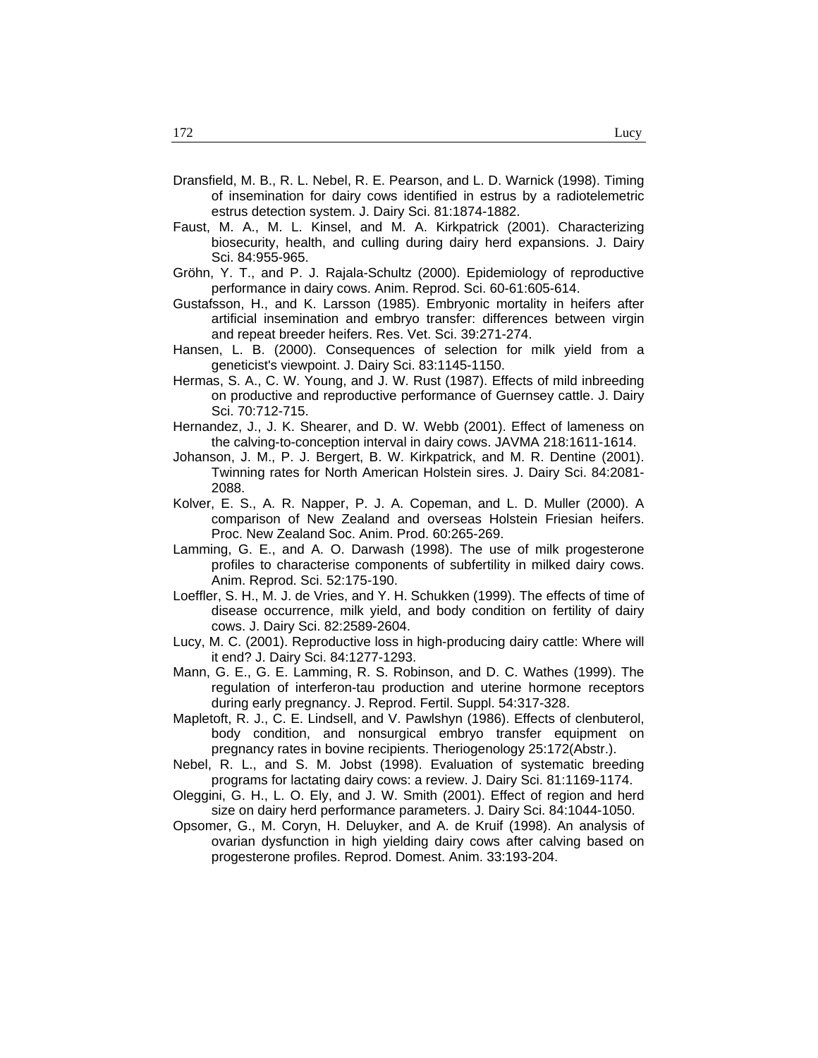Dransfield, M. B., R. L. Nebel, R. E. Pearson, and L. D. Warnick (1998). Timing of insemination for dairy cows identified in estrus by a radiotelemetric estrus detection system. J. Dairy Sci. 81:1874-1882.

Faust, M. A., M. L. Kinsel, and M. A. Kirkpatrick (2001). Characterizing biosecurity, health, and culling during dairy herd expansions. J. Dairy Sci. 84:955-965.

Gröhn, Y. T., and P. J. Rajala-Schultz (2000). Epidemiology of reproductive performance in dairy cows. Anim. Reprod. Sci. 60-61:605-614.

Gustafsson, H., and K. Larsson (1985). Embryonic mortality in heifers after artificial insemination and embryo transfer: differences between virgin and repeat breeder heifers. Res. Vet. Sci. 39:271-274.

Hansen, L. B. (2000). Consequences of selection for milk yield from a geneticist's viewpoint. J. Dairy Sci. 83:1145-1150.

Hermas, S. A., C. W. Young, and J. W. Rust (1987). Effects of mild inbreeding on productive and reproductive performance of Guernsey cattle. J. Dairy Sci. 70:712-715.

Hernandez, J., J. K. Shearer, and D. W. Webb (2001). Effect of lameness on the calving-to-conception interval in dairy cows. JAVMA 218:1611-1614.

Johanson, J. M., P. J. Bergert, B. W. Kirkpatrick, and M. R. Dentine (2001). Twinning rates for North American Holstein sires. J. Dairy Sci. 84:2081-2088.

Kolver, E. S., A. R. Napper, P. J. A. Copeman, and L. D. Muller (2000). A comparison of New Zealand and overseas Holstein Friesian heifers. Proc. New Zealand Soc. Anim. Prod. 60:265-269.

Lamming, G. E., and A. O. Darwash (1998). The use of milk progesterone profiles to characterise components of subfertility in milked dairy cows. Anim. Reprod. Sci. 52:175-190.

Loeffler, S. H., M. J. de Vries, and Y. H. Schukken (1999). The effects of time of disease occurrence, milk yield, and body condition on fertility of dairy cows. J. Dairy Sci. 82:2589-2604.

Lucy, M. C. (2001). Reproductive loss in high-producing dairy cattle: Where will it end? J. Dairy Sci. 84:1277-1293.

Mann, G. E., G. E. Lamming, R. S. Robinson, and D. C. Wathes (1999). The regulation of interferon-tau production and uterine hormone receptors during early pregnancy. J. Reprod. Fertil. Suppl. 54:317-328.

Mapletoft, R. J., C. E. Lindsell, and V. Pawlshyn (1986). Effects of clenbuterol, body condition, and nonsurgical embryo transfer equipment on pregnancy rates in bovine recipients. Theriogenology 25:172(Abstr.).

Nebel, R. L., and S. M. Jobst (1998). Evaluation of systematic breeding programs for lactating dairy cows: a review. J. Dairy Sci. 81:1169-1174.

Oleggini, G. H., L. O. Ely, and J. W. Smith (2001). Effect of region and herd size on dairy herd performance parameters. J. Dairy Sci. 84:1044-1050.

Opsomer, G., M. Coryn, H. Deluyker, and A. de Kruif (1998). An analysis of ovarian dysfunction in high yielding dairy cows after calving based on progesterone profiles. Reprod. Domest. Anim. 33:193-204.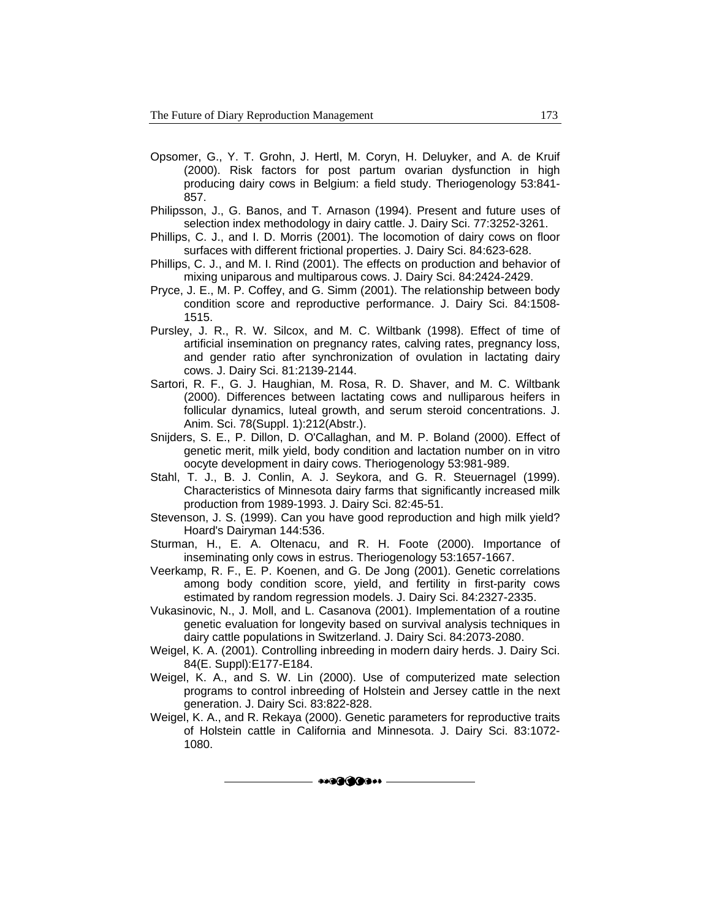Opsomer, G., Y. T. Grohn, J. Hertl, M. Coryn, H. Deluyker, and A. de Kruif (2000). Risk factors for post partum ovarian dysfunction in high producing dairy cows in Belgium: a field study. Theriogenology 53:841-857.

Philipsson, J., G. Banos, and T. Arnason (1994). Present and future uses of selection index methodology in dairy cattle. J. Dairy Sci. 77:3252-3261.

Phillips, C. J., and I. D. Morris (2001). The locomotion of dairy cows on floor surfaces with different frictional properties. J. Dairy Sci. 84:623-628.

Phillips, C. J., and M. I. Rind (2001). The effects on production and behavior of mixing uniparous and multiparous cows. J. Dairy Sci. 84:2424-2429.

Pryce, J. E., M. P. Coffey, and G. Simm (2001). The relationship between body condition score and reproductive performance. J. Dairy Sci. 84:1508-1515.

Pursley, J. R., R. W. Silcox, and M. C. Wiltbank (1998). Effect of time of artificial insemination on pregnancy rates, calving rates, pregnancy loss, and gender ratio after synchronization of ovulation in lactating dairy cows. J. Dairy Sci. 81:2139-2144.

Sartori, R. F., G. J. Haughian, M. Rosa, R. D. Shaver, and M. C. Wiltbank (2000). Differences between lactating cows and nulliparous heifers in follicular dynamics, luteal growth, and serum steroid concentrations. J. Anim. Sci. 78(Suppl. 1):212(Abstr.).

Snijders, S. E., P. Dillon, D. O'Callaghan, and M. P. Boland (2000). Effect of genetic merit, milk yield, body condition and lactation number on in vitro oocyte development in dairy cows. Theriogenology 53:981-989.

Stahl, T. J., B. J. Conlin, A. J. Seykora, and G. R. Steuernagel (1999). Characteristics of Minnesota dairy farms that significantly increased milk production from 1989-1993. J. Dairy Sci. 82:45-51.

Stevenson, J. S. (1999). Can you have good reproduction and high milk yield? Hoard's Dairyman 144:536.

Sturman, H., E. A. Oltenacu, and R. H. Foote (2000). Importance of inseminating only cows in estrus. Theriogenology 53:1657-1667.

Veerkamp, R. F., E. P. Koenen, and G. De Jong (2001). Genetic correlations among body condition score, yield, and fertility in first-parity cows estimated by random regression models. J. Dairy Sci. 84:2327-2335.

Vukasinovic, N., J. Moll, and L. Casanova (2001). Implementation of a routine genetic evaluation for longevity based on survival analysis techniques in dairy cattle populations in Switzerland. J. Dairy Sci. 84:2073-2080.

Weigel, K. A. (2001). Controlling inbreeding in modern dairy herds. J. Dairy Sci. 84(E. Suppl):E177-E184.

Weigel, K. A., and S. W. Lin (2000). Use of computerized mate selection programs to control inbreeding of Holstein and Jersey cattle in the next generation. J. Dairy Sci. 83:822-828.

Weigel, K. A., and R. Rekaya (2000). Genetic parameters for reproductive traits of Holstein cattle in California and Minnesota. J. Dairy Sci. 83:1072-1080.